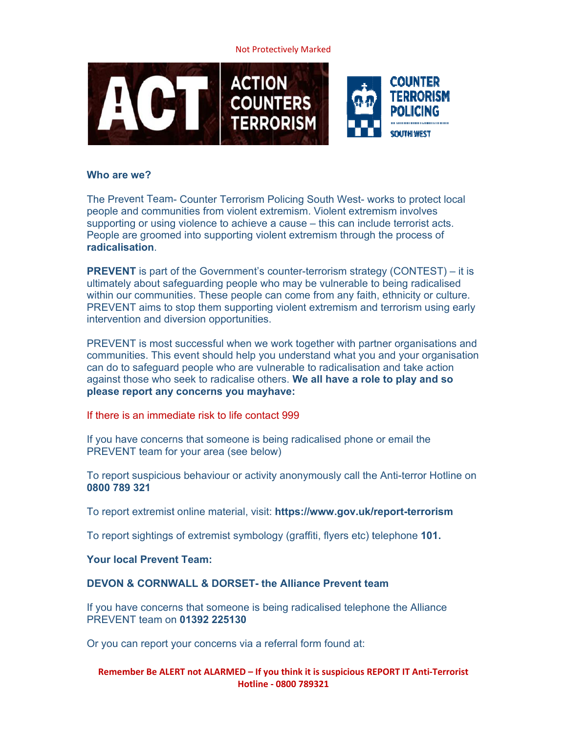Not Protectively Marked

ACT ACTION COUNTERS TERRORISM

COUNTER TERRORISM POLICING SOUTH WEST

**Who are we?**

The Prevent Team- Counter Terrorism Policing South West- works to protect local people and communities from violent extremism. Violent extremism involves supporting or using violence to achieve a cause – this can include terrorist acts. People are groomed into supporting violent extremism through the process of **radicalisation**.

**PREVENT** is part of the Government's counter-terrorism strategy (CONTEST) – it is ultimately about safeguarding people who may be vulnerable to being radicalised within our communities. These people can come from any faith, ethnicity or culture. PREVENT aims to stop them supporting violent extremism and terrorism using early intervention and diversion opportunities.

PREVENT is most successful when we work together with partner organisations and communities. This event should help you understand what you and your organisation can do to safeguard people who are vulnerable to radicalisation and take action against those who seek to radicalise others. **We all have a role to play and so please report any concerns you mayhave:**

If there is an immediate risk to life contact 999

If you have concerns that someone is being radicalised phone or email the PREVENT team for your area (see below)

To report suspicious behaviour or activity anonymously call the Anti-terror Hotline on **0800 789 321**

To report extremist online material, visit: **https://www.gov.uk/report-terrorism**

To report sightings of extremist symbology (graffiti, flyers etc) telephone **101.**

**Your local Prevent Team:**

**DEVON & CORNWALL & DORSET- the Alliance Prevent team**

If you have concerns that someone is being radicalised telephone the Alliance PREVENT team on **01392 225130**

Or you can report your concerns via a referral form found at:

**Remember Be ALERT not ALARMED – If you think it is suspicious REPORT IT Anti-Terrorist Hotline - 0800 789321**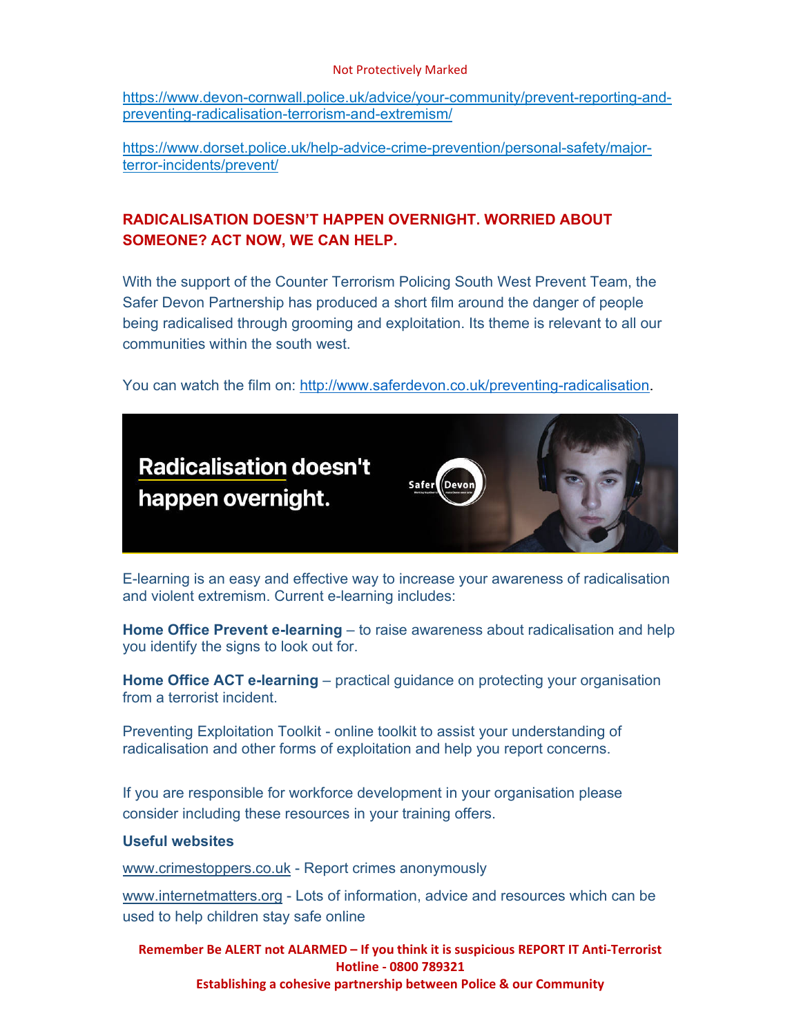https://www.devon-cornwall.police.uk/advice/your-community/prevent-reporting-and-preventing-radicalisation-terrorism-and-extremism/

https://www.dorset.police.uk/help-advice-crime-prevention/personal-safety/major-terror-incidents/prevent/

**RADICALISATION DOESN'T HAPPEN OVERNIGHT. WORRIED ABOUT SOMEONE? ACT NOW, WE CAN HELP.**

With the support of the Counter Terrorism Policing South West Prevent Team, the Safer Devon Partnership has produced a short film around the danger of people being radicalised through grooming and exploitation. Its theme is relevant to all our communities within the south west.

You can watch the film on: http://www.saferdevon.co.uk/preventing-radicalisation.

Radicalisation doesn't happen overnight.

E-learning is an easy and effective way to increase your awareness of radicalisation and violent extremism. Current e-learning includes:

**Home Office Prevent e-learning** – to raise awareness about radicalisation and help you identify the signs to look out for.

**Home Office ACT e-learning** – practical guidance on protecting your organisation from a terrorist incident.

Preventing Exploitation Toolkit - online toolkit to assist your understanding of radicalisation and other forms of exploitation and help you report concerns.

If you are responsible for workforce development in your organisation please consider including these resources in your training offers.

**Useful websites**

www.crimestoppers.co.uk - Report crimes anonymously

www.internetmatters.org - Lots of information, advice and resources which can be used to help children stay safe online

**Remember Be ALERT not ALARMED – If you think it is suspicious REPORT IT Anti-Terrorist Hotline - 0800 789321**

**Establishing a cohesive partnership between Police & our Community**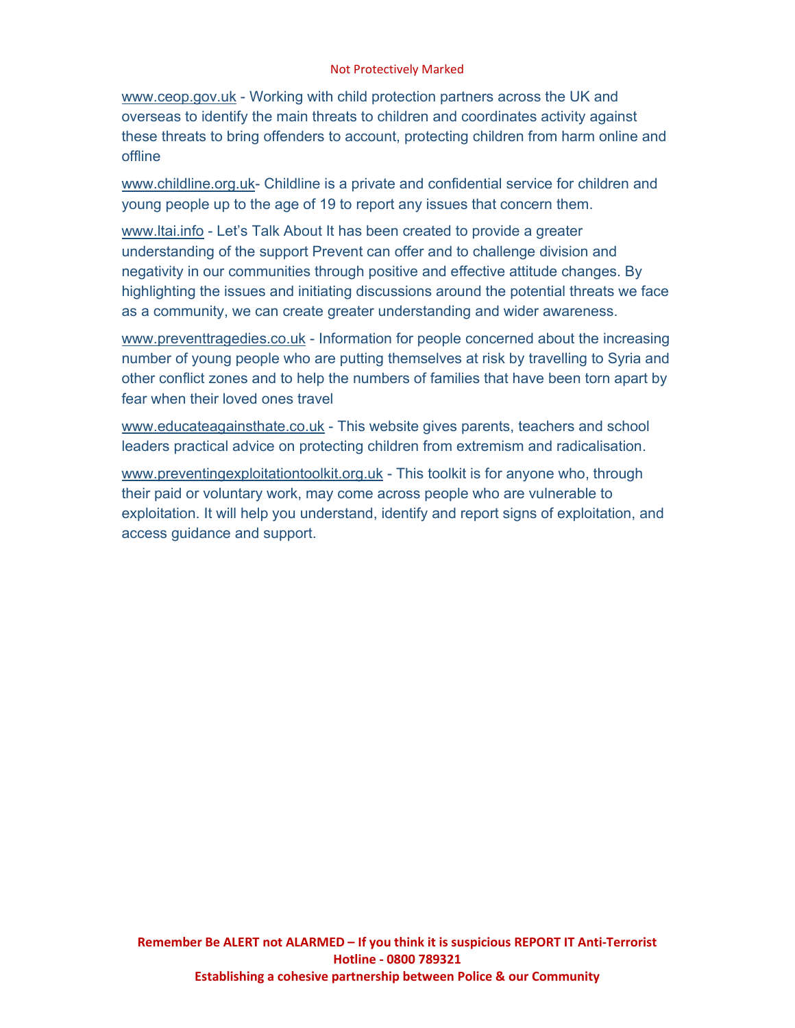www.ceop.gov.uk - Working with child protection partners across the UK and overseas to identify the main threats to children and coordinates activity against these threats to bring offenders to account, protecting children from harm online and offline

www.childline.org.uk- Childline is a private and confidential service for children and young people up to the age of 19 to report any issues that concern them.

www.ltai.info - Let's Talk About It has been created to provide a greater understanding of the support Prevent can offer and to challenge division and negativity in our communities through positive and effective attitude changes. By highlighting the issues and initiating discussions around the potential threats we face as a community, we can create greater understanding and wider awareness.

www.preventtragedies.co.uk - Information for people concerned about the increasing number of young people who are putting themselves at risk by travelling to Syria and other conflict zones and to help the numbers of families that have been torn apart by fear when their loved ones travel

www.educateagainsthate.co.uk - This website gives parents, teachers and school leaders practical advice on protecting children from extremism and radicalisation.

www.preventingexploitationtoolkit.org.uk - This toolkit is for anyone who, through their paid or voluntary work, may come across people who are vulnerable to exploitation. It will help you understand, identify and report signs of exploitation, and access guidance and support.